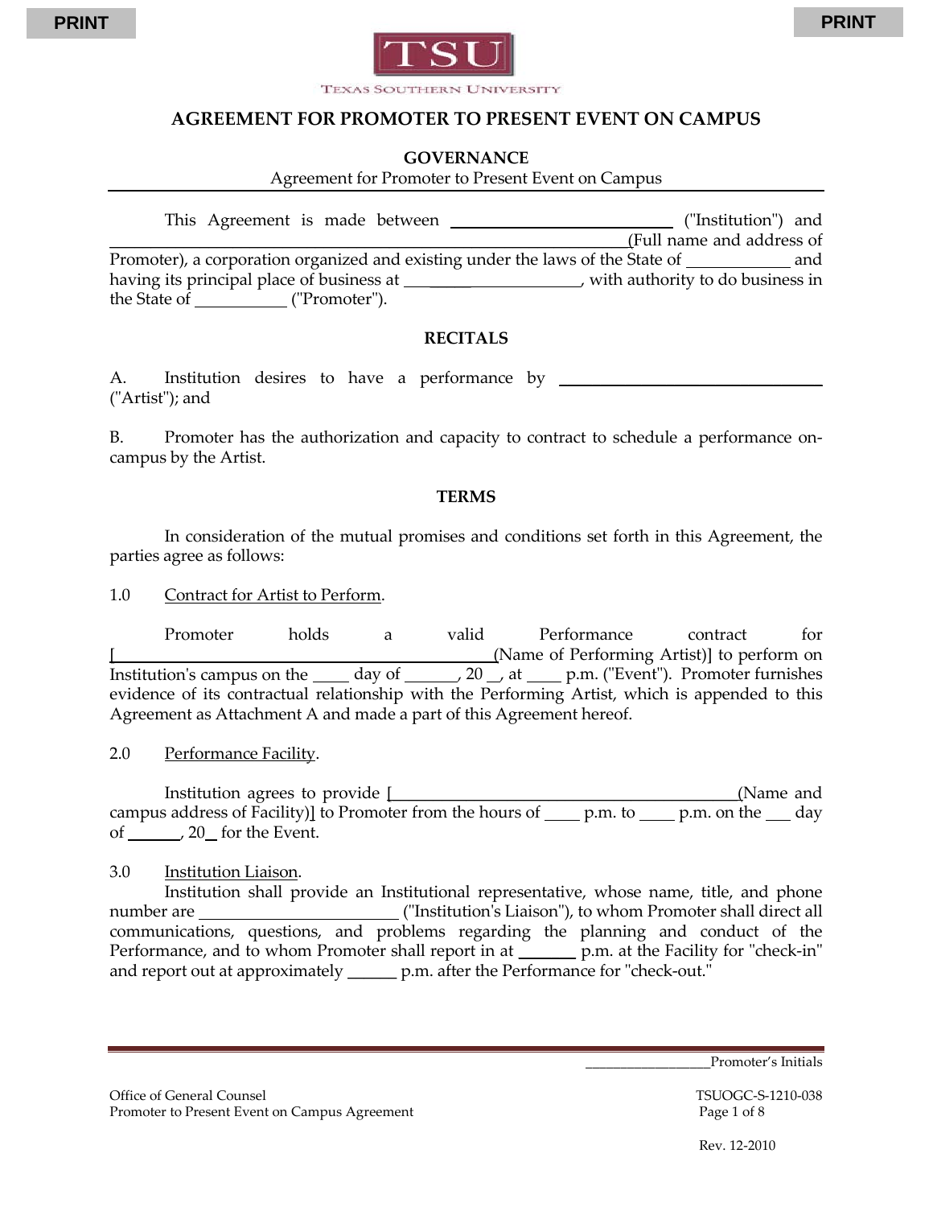# AGREEMENT FOR PROMOTER TO PRESENT EVENT ON CAMPUS

**GOVERNANCE**

Agreement for Promoter to Present Event on Campus

This Agreement is made between ______________________ ("Institution") and ______________________________________________________(Full name and address of Promoter), a corporation organized and existing under the laws of the State of __________ and having its principal place of business at ___________________, with authority to do business in the State of __________ ("Promoter").

## RECITALS

A. Institution desires to have a performance by ____________________________ ("Artist"); and

B. Promoter has the authorization and capacity to contract to schedule a performance on-campus by the Artist.

## TERMS

In consideration of the mutual promises and conditions set forth in this Agreement, the parties agree as follows:

1.0 Contract for Artist to Perform.

Promoter holds a valid Performance contract for [_____________________________________(Name of Performing Artist)] to perform on Institution's campus on the ____ day of ______, 20 __, at ____ p.m. ("Event"). Promoter furnishes evidence of its contractual relationship with the Performing Artist, which is appended to this Agreement as Attachment A and made a part of this Agreement hereof.

2.0 Performance Facility.

Institution agrees to provide [_____________________________________(Name and campus address of Facility)] to Promoter from the hours of ____ p.m. to ____ p.m. on the ___ day of ______, 20__ for the Event.

3.0 Institution Liaison.

Institution shall provide an Institutional representative, whose name, title, and phone number are ______________________ ("Institution's Liaison"), to whom Promoter shall direct all communications, questions, and problems regarding the planning and conduct of the Performance, and to whom Promoter shall report in at _______ p.m. at the Facility for "check-in" and report out at approximately ______ p.m. after the Performance for "check-out."

________________Promoter's Initials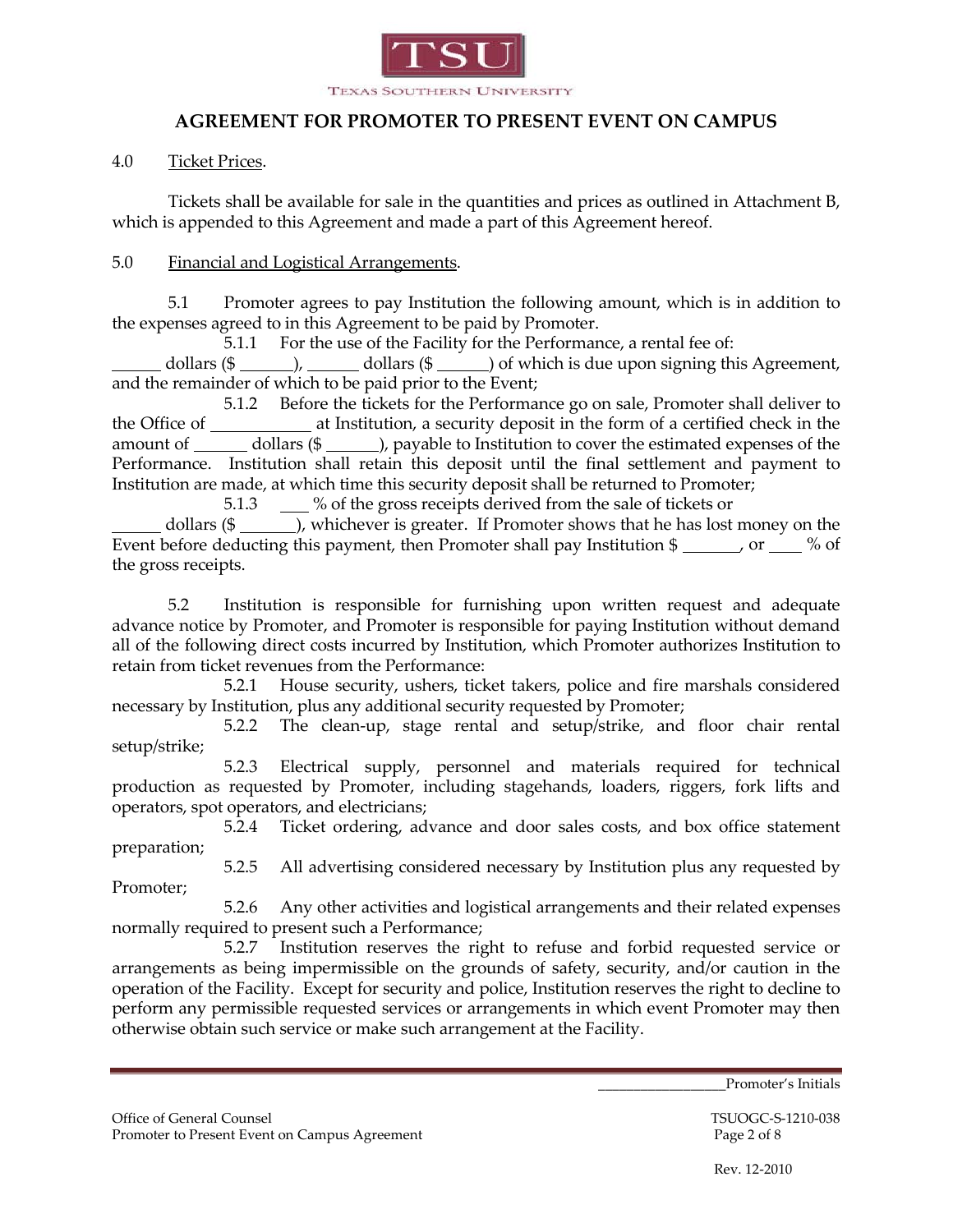# AGREEMENT FOR PROMOTER TO PRESENT EVENT ON CAMPUS

4.0 Ticket Prices.

Tickets shall be available for sale in the quantities and prices as outlined in Attachment B, which is appended to this Agreement and made a part of this Agreement hereof.

5.0 Financial and Logistical Arrangements.

5.1 Promoter agrees to pay Institution the following amount, which is in addition to the expenses agreed to in this Agreement to be paid by Promoter.

5.1.1 For the use of the Facility for the Performance, a rental fee of: ______ dollars ($ ______), ______ dollars ($ ______) of which is due upon signing this Agreement, and the remainder of which to be paid prior to the Event;

5.1.2 Before the tickets for the Performance go on sale, Promoter shall deliver to the Office of ____________ at Institution, a security deposit in the form of a certified check in the amount of ______ dollars ($ ______), payable to Institution to cover the estimated expenses of the Performance. Institution shall retain this deposit until the final settlement and payment to Institution are made, at which time this security deposit shall be returned to Promoter;

5.1.3 ___ % of the gross receipts derived from the sale of tickets or ______ dollars ($ ______), whichever is greater. If Promoter shows that he has lost money on the Event before deducting this payment, then Promoter shall pay Institution $ _______, or ____ % of the gross receipts.

5.2 Institution is responsible for furnishing upon written request and adequate advance notice by Promoter, and Promoter is responsible for paying Institution without demand all of the following direct costs incurred by Institution, which Promoter authorizes Institution to retain from ticket revenues from the Performance:

5.2.1 House security, ushers, ticket takers, police and fire marshals considered necessary by Institution, plus any additional security requested by Promoter;

5.2.2 The clean-up, stage rental and setup/strike, and floor chair rental setup/strike;

5.2.3 Electrical supply, personnel and materials required for technical production as requested by Promoter, including stagehands, loaders, riggers, fork lifts and operators, spot operators, and electricians;

5.2.4 Ticket ordering, advance and door sales costs, and box office statement preparation;

5.2.5 All advertising considered necessary by Institution plus any requested by Promoter;

5.2.6 Any other activities and logistical arrangements and their related expenses normally required to present such a Performance;

5.2.7 Institution reserves the right to refuse and forbid requested service or arrangements as being impermissible on the grounds of safety, security, and/or caution in the operation of the Facility. Except for security and police, Institution reserves the right to decline to perform any permissible requested services or arrangements in which event Promoter may then otherwise obtain such service or make such arrangement at the Facility.

_________________Promoter's Initials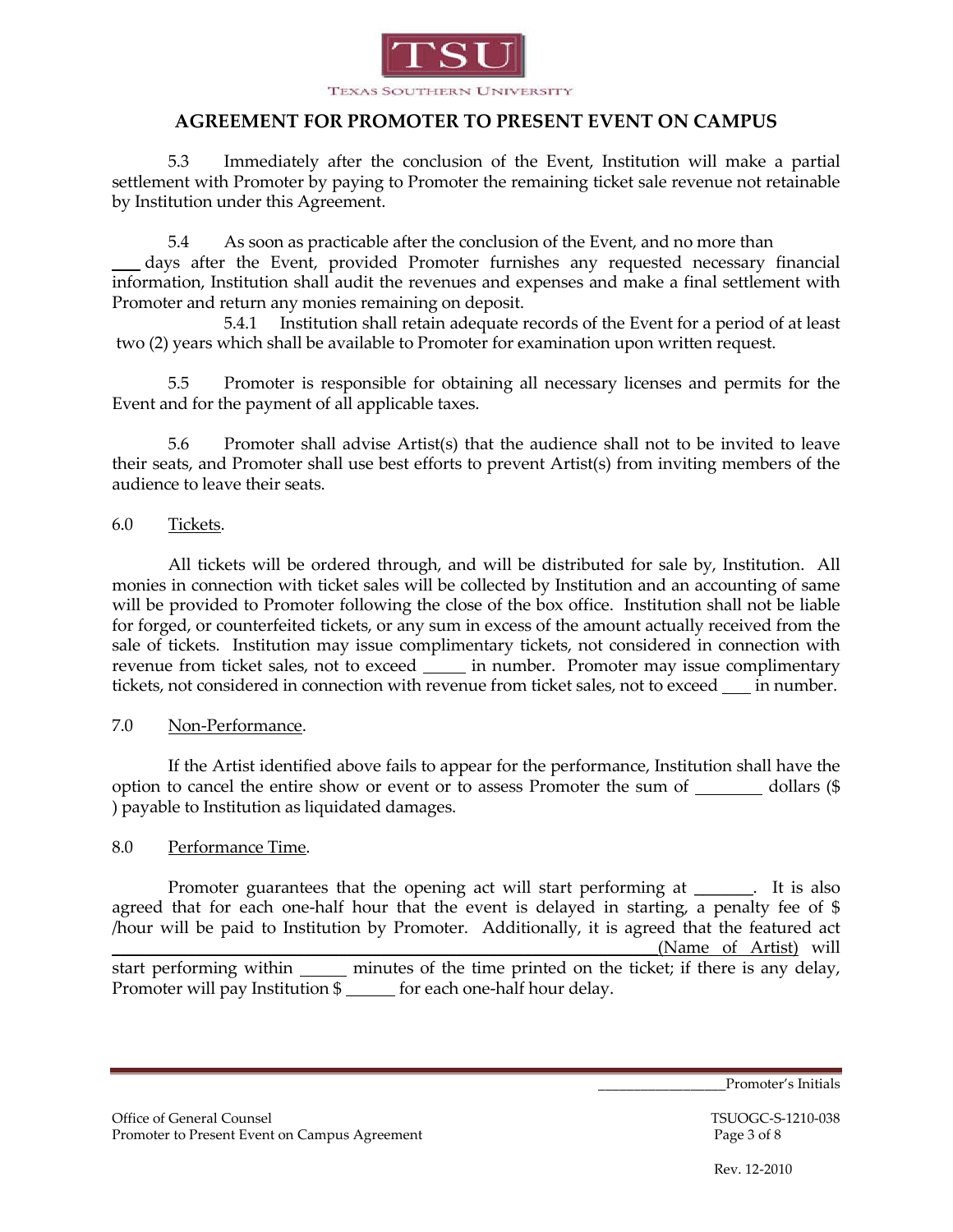TEXAS SOUTHERN UNIVERSITY

## AGREEMENT FOR PROMOTER TO PRESENT EVENT ON CAMPUS

5.3 Immediately after the conclusion of the Event, Institution will make a partial settlement with Promoter by paying to Promoter the remaining ticket sale revenue not retainable by Institution under this Agreement.

5.4 As soon as practicable after the conclusion of the Event, and no more than ___ days after the Event, provided Promoter furnishes any requested necessary financial information, Institution shall audit the revenues and expenses and make a final settlement with Promoter and return any monies remaining on deposit.

5.4.1 Institution shall retain adequate records of the Event for a period of at least two (2) years which shall be available to Promoter for examination upon written request.

5.5 Promoter is responsible for obtaining all necessary licenses and permits for the Event and for the payment of all applicable taxes.

5.6 Promoter shall advise Artist(s) that the audience shall not to be invited to leave their seats, and Promoter shall use best efforts to prevent Artist(s) from inviting members of the audience to leave their seats.

6.0 Tickets.

All tickets will be ordered through, and will be distributed for sale by, Institution. All monies in connection with ticket sales will be collected by Institution and an accounting of same will be provided to Promoter following the close of the box office. Institution shall not be liable for forged, or counterfeited tickets, or any sum in excess of the amount actually received from the sale of tickets. Institution may issue complimentary tickets, not considered in connection with revenue from ticket sales, not to exceed _____ in number. Promoter may issue complimentary tickets, not considered in connection with revenue from ticket sales, not to exceed ___ in number.

7.0 Non-Performance.

If the Artist identified above fails to appear for the performance, Institution shall have the option to cancel the entire show or event or to assess Promoter the sum of ________ dollars ($ ) payable to Institution as liquidated damages.

8.0 Performance Time.

Promoter guarantees that the opening act will start performing at _______. It is also agreed that for each one-half hour that the event is delayed in starting, a penalty fee of $ /hour will be paid to Institution by Promoter. Additionally, it is agreed that the featured act ____________________________________________ (Name of Artist) will start performing within ______ minutes of the time printed on the ticket; if there is any delay, Promoter will pay Institution $ ______ for each one-half hour delay.

_________________Promoter's Initials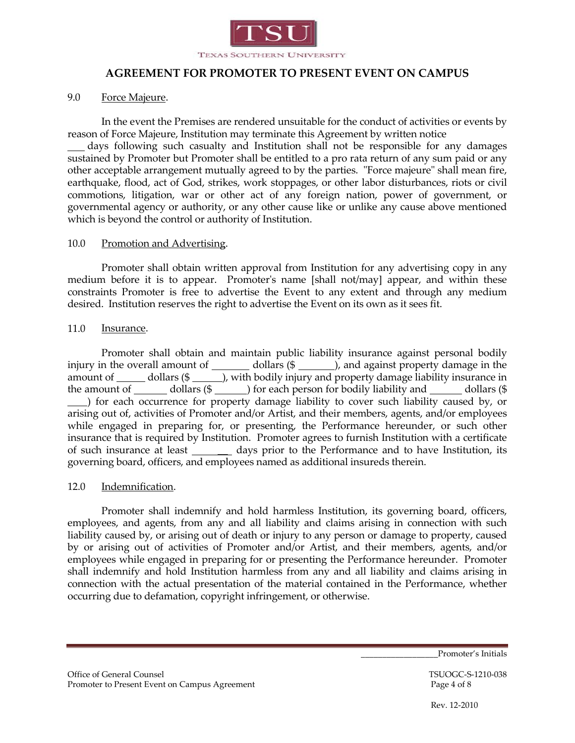## AGREEMENT FOR PROMOTER TO PRESENT EVENT ON CAMPUS

9.0 Force Majeure.

In the event the Premises are rendered unsuitable for the conduct of activities or events by reason of Force Majeure, Institution may terminate this Agreement by written notice ___ days following such casualty and Institution shall not be responsible for any damages sustained by Promoter but Promoter shall be entitled to a pro rata return of any sum paid or any other acceptable arrangement mutually agreed to by the parties. "Force majeure" shall mean fire, earthquake, flood, act of God, strikes, work stoppages, or other labor disturbances, riots or civil commotions, litigation, war or other act of any foreign nation, power of government, or governmental agency or authority, or any other cause like or unlike any cause above mentioned which is beyond the control or authority of Institution.

10.0 Promotion and Advertising.

Promoter shall obtain written approval from Institution for any advertising copy in any medium before it is to appear. Promoter's name [shall not/may] appear, and within these constraints Promoter is free to advertise the Event to any extent and through any medium desired. Institution reserves the right to advertise the Event on its own as it sees fit.

11.0 Insurance.

Promoter shall obtain and maintain public liability insurance against personal bodily injury in the overall amount of _______ dollars ($ _______), and against property damage in the amount of _____ dollars ($ ______), with bodily injury and property damage liability insurance in the amount of ______ dollars ($ ______) for each person for bodily liability and ______ dollars ($ ____) for each occurrence for property damage liability to cover such liability caused by, or arising out of, activities of Promoter and/or Artist, and their members, agents, and/or employees while engaged in preparing for, or presenting, the Performance hereunder, or such other insurance that is required by Institution. Promoter agrees to furnish Institution with a certificate of such insurance at least _______ days prior to the Performance and to have Institution, its governing board, officers, and employees named as additional insureds therein.

12.0 Indemnification.

Promoter shall indemnify and hold harmless Institution, its governing board, officers, employees, and agents, from any and all liability and claims arising in connection with such liability caused by, or arising out of death or injury to any person or damage to property, caused by or arising out of activities of Promoter and/or Artist, and their members, agents, and/or employees while engaged in preparing for or presenting the Performance hereunder. Promoter shall indemnify and hold Institution harmless from any and all liability and claims arising in connection with the actual presentation of the material contained in the Performance, whether occurring due to defamation, copyright infringement, or otherwise.

_________________Promoter's Initials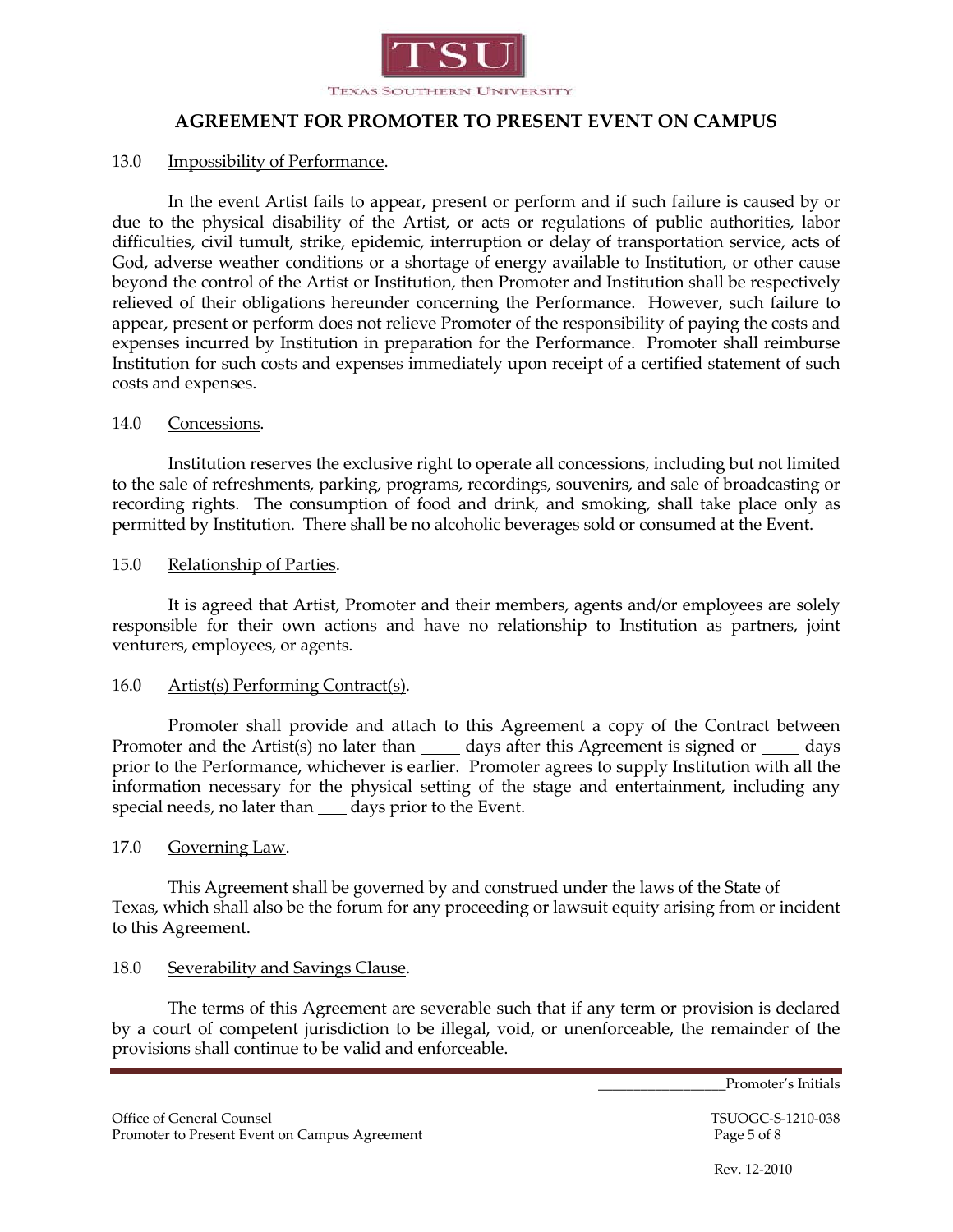## AGREEMENT FOR PROMOTER TO PRESENT EVENT ON CAMPUS

13.0 Impossibility of Performance.

In the event Artist fails to appear, present or perform and if such failure is caused by or due to the physical disability of the Artist, or acts or regulations of public authorities, labor difficulties, civil tumult, strike, epidemic, interruption or delay of transportation service, acts of God, adverse weather conditions or a shortage of energy available to Institution, or other cause beyond the control of the Artist or Institution, then Promoter and Institution shall be respectively relieved of their obligations hereunder concerning the Performance. However, such failure to appear, present or perform does not relieve Promoter of the responsibility of paying the costs and expenses incurred by Institution in preparation for the Performance. Promoter shall reimburse Institution for such costs and expenses immediately upon receipt of a certified statement of such costs and expenses.

14.0 Concessions.

Institution reserves the exclusive right to operate all concessions, including but not limited to the sale of refreshments, parking, programs, recordings, souvenirs, and sale of broadcasting or recording rights. The consumption of food and drink, and smoking, shall take place only as permitted by Institution. There shall be no alcoholic beverages sold or consumed at the Event.

15.0 Relationship of Parties.

It is agreed that Artist, Promoter and their members, agents and/or employees are solely responsible for their own actions and have no relationship to Institution as partners, joint venturers, employees, or agents.

16.0 Artist(s) Performing Contract(s).

Promoter shall provide and attach to this Agreement a copy of the Contract between Promoter and the Artist(s) no later than ____ days after this Agreement is signed or ____ days prior to the Performance, whichever is earlier. Promoter agrees to supply Institution with all the information necessary for the physical setting of the stage and entertainment, including any special needs, no later than ___ days prior to the Event.

17.0 Governing Law.

This Agreement shall be governed by and construed under the laws of the State of Texas, which shall also be the forum for any proceeding or lawsuit equity arising from or incident to this Agreement.

18.0 Severability and Savings Clause.

The terms of this Agreement are severable such that if any term or provision is declared by a court of competent jurisdiction to be illegal, void, or unenforceable, the remainder of the provisions shall continue to be valid and enforceable.

_________________Promoter's Initials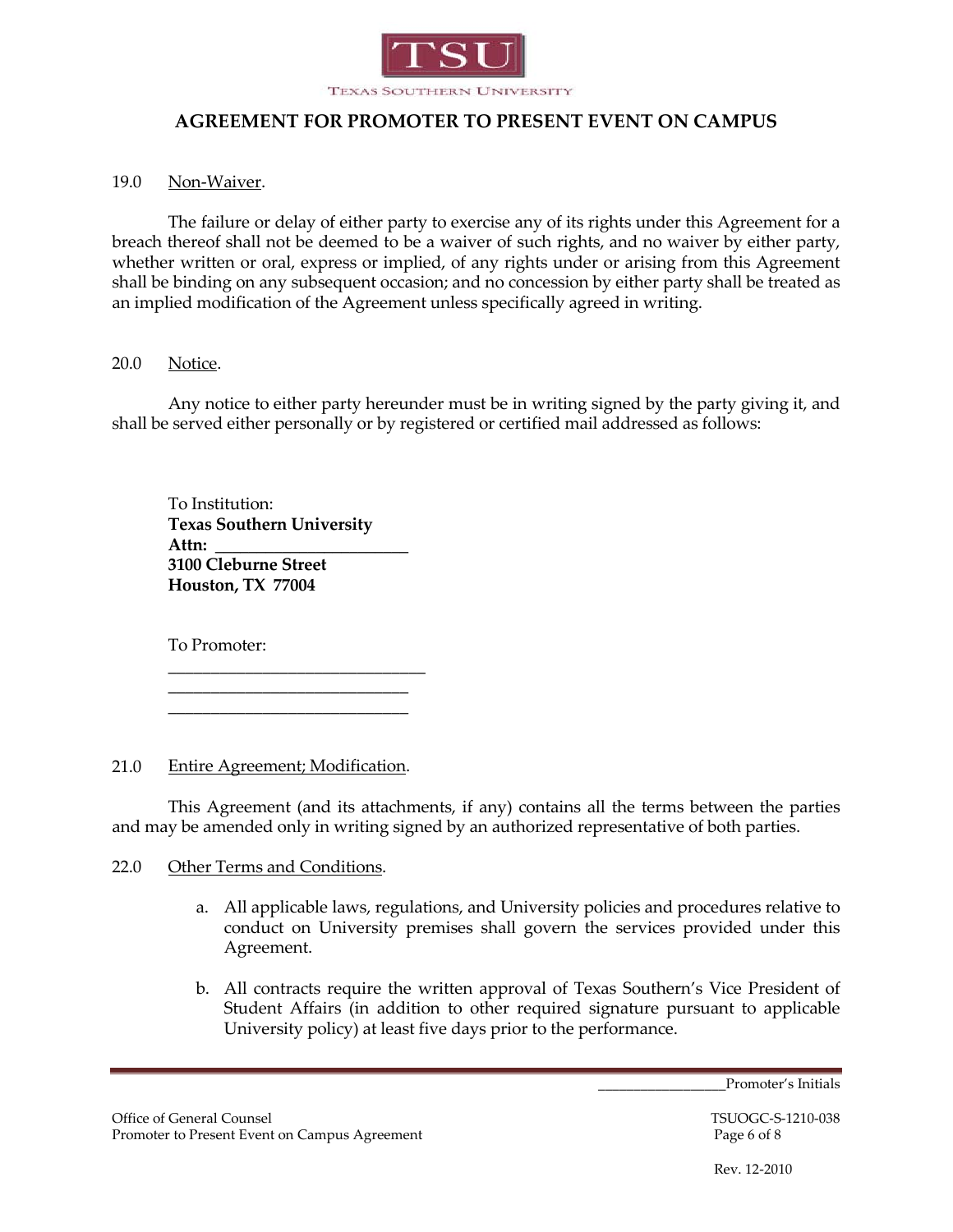19.0 Non-Waiver.

The failure or delay of either party to exercise any of its rights under this Agreement for a breach thereof shall not be deemed to be a waiver of such rights, and no waiver by either party, whether written or oral, express or implied, of any rights under or arising from this Agreement shall be binding on any subsequent occasion; and no concession by either party shall be treated as an implied modification of the Agreement unless specifically agreed in writing.

20.0 Notice.

Any notice to either party hereunder must be in writing signed by the party giving it, and shall be served either personally or by registered or certified mail addressed as follows:

To Institution:
**Texas Southern University**
**Attn: ______________________**
**3100 Cleburne Street**
**Houston, TX 77004**

To Promoter:
_____________________________
_____________________________
_____________________________

21.0 Entire Agreement; Modification.

This Agreement (and its attachments, if any) contains all the terms between the parties and may be amended only in writing signed by an authorized representative of both parties.

22.0 Other Terms and Conditions.

a. All applicable laws, regulations, and University policies and procedures relative to conduct on University premises shall govern the services provided under this Agreement.

b. All contracts require the written approval of Texas Southern's Vice President of Student Affairs (in addition to other required signature pursuant to applicable University policy) at least five days prior to the performance.

_________________Promoter's Initials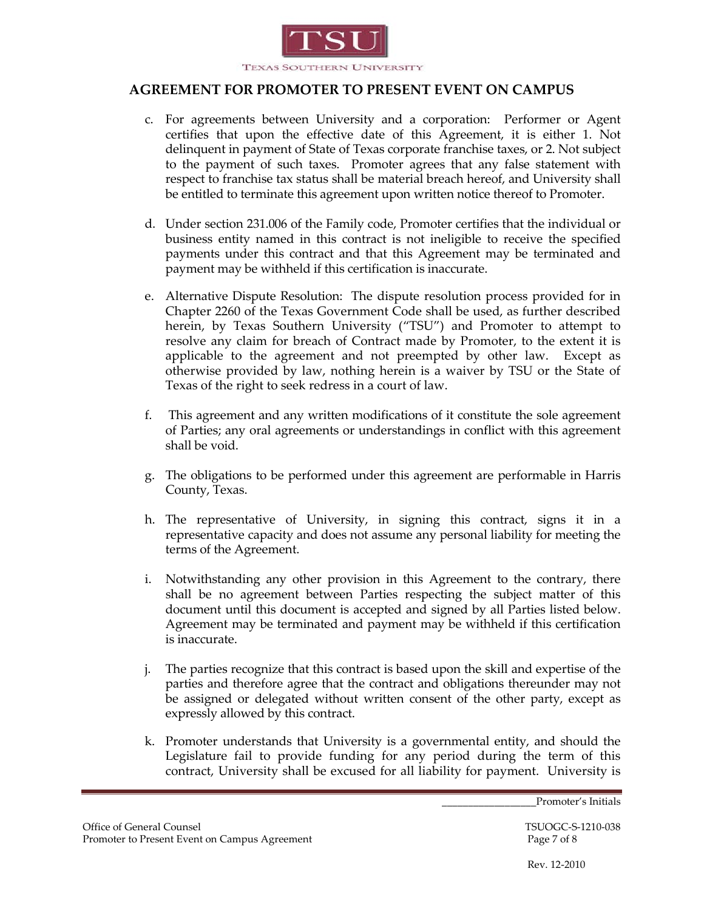## AGREEMENT FOR PROMOTER TO PRESENT EVENT ON CAMPUS

c. For agreements between University and a corporation: Performer or Agent certifies that upon the effective date of this Agreement, it is either 1. Not delinquent in payment of State of Texas corporate franchise taxes, or 2. Not subject to the payment of such taxes. Promoter agrees that any false statement with respect to franchise tax status shall be material breach hereof, and University shall be entitled to terminate this agreement upon written notice thereof to Promoter.

d. Under section 231.006 of the Family code, Promoter certifies that the individual or business entity named in this contract is not ineligible to receive the specified payments under this contract and that this Agreement may be terminated and payment may be withheld if this certification is inaccurate.

e. Alternative Dispute Resolution: The dispute resolution process provided for in Chapter 2260 of the Texas Government Code shall be used, as further described herein, by Texas Southern University ("TSU") and Promoter to attempt to resolve any claim for breach of Contract made by Promoter, to the extent it is applicable to the agreement and not preempted by other law. Except as otherwise provided by law, nothing herein is a waiver by TSU or the State of Texas of the right to seek redress in a court of law.

f. This agreement and any written modifications of it constitute the sole agreement of Parties; any oral agreements or understandings in conflict with this agreement shall be void.

g. The obligations to be performed under this agreement are performable in Harris County, Texas.

h. The representative of University, in signing this contract, signs it in a representative capacity and does not assume any personal liability for meeting the terms of the Agreement.

i. Notwithstanding any other provision in this Agreement to the contrary, there shall be no agreement between Parties respecting the subject matter of this document until this document is accepted and signed by all Parties listed below. Agreement may be terminated and payment may be withheld if this certification is inaccurate.

j. The parties recognize that this contract is based upon the skill and expertise of the parties and therefore agree that the contract and obligations thereunder may not be assigned or delegated without written consent of the other party, except as expressly allowed by this contract.

k. Promoter understands that University is a governmental entity, and should the Legislature fail to provide funding for any period during the term of this contract, University shall be excused for all liability for payment. University is

_________________Promoter's Initials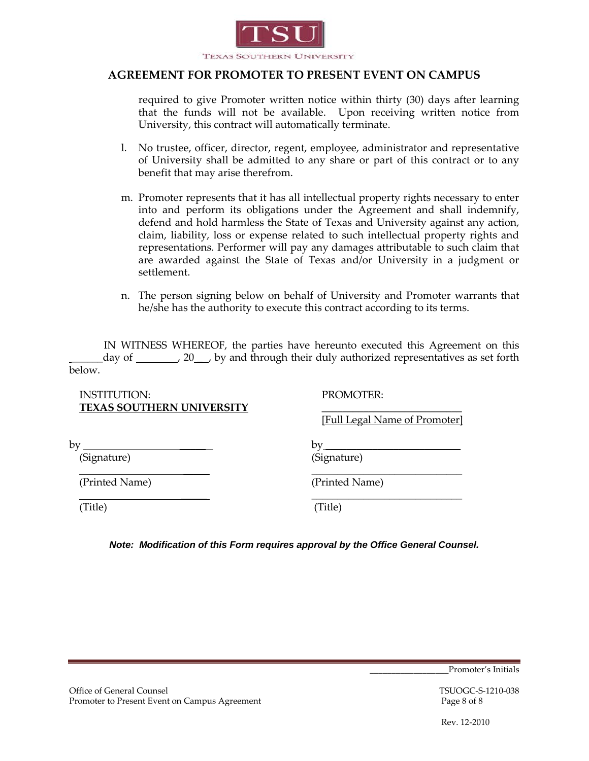## AGREEMENT FOR PROMOTER TO PRESENT EVENT ON CAMPUS

required to give Promoter written notice within thirty (30) days after learning that the funds will not be available. Upon receiving written notice from University, this contract will automatically terminate.

l. No trustee, officer, director, regent, employee, administrator and representative of University shall be admitted to any share or part of this contract or to any benefit that may arise therefrom.

m. Promoter represents that it has all intellectual property rights necessary to enter into and perform its obligations under the Agreement and shall indemnify, defend and hold harmless the State of Texas and University against any action, claim, liability, loss or expense related to such intellectual property rights and representations. Performer will pay any damages attributable to such claim that are awarded against the State of Texas and/or University in a judgment or settlement.

n. The person signing below on behalf of University and Promoter warrants that he/she has the authority to execute this contract according to its terms.

IN WITNESS WHEREOF, the parties have hereunto executed this Agreement on this ______day of ________, 20__, by and through their duly authorized representatives as set forth below.

INSTITUTION:
**TEXAS SOUTHERN UNIVERSITY**

by ______________________________
(Signature)

______________________________
(Printed Name)

______________________________
(Title)

PROMOTER:

______________________________
[Full Legal Name of Promoter]

by ______________________________
(Signature)

______________________________
(Printed Name)

______________________________
(Title)

***Note: Modification of this Form requires approval by the Office General Counsel.***

________________Promoter's Initials

Office of General Counsel
Promoter to Present Event on Campus Agreement

TSUOGC-S-1210-038

Rev. 12-2010